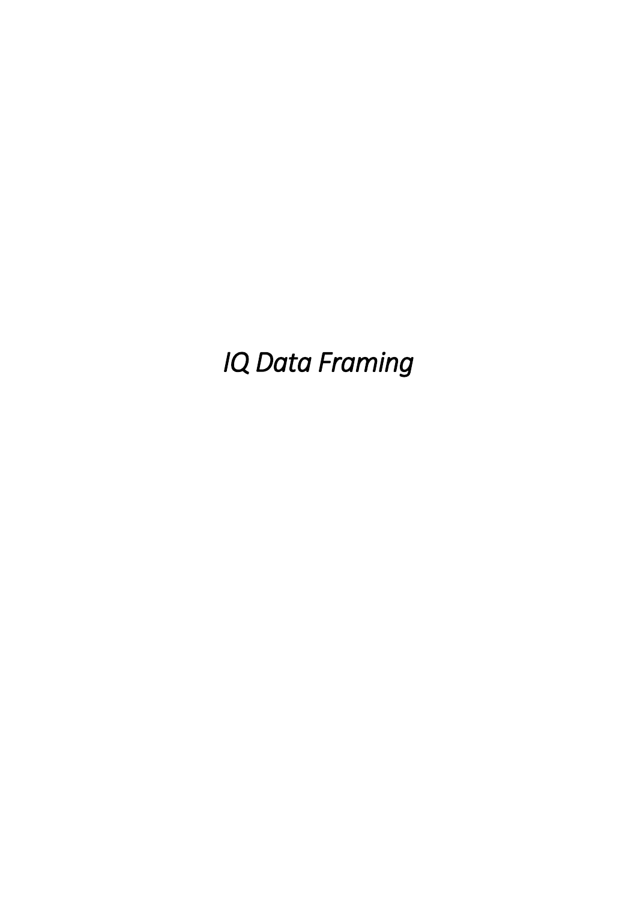# *IQ Data Framing*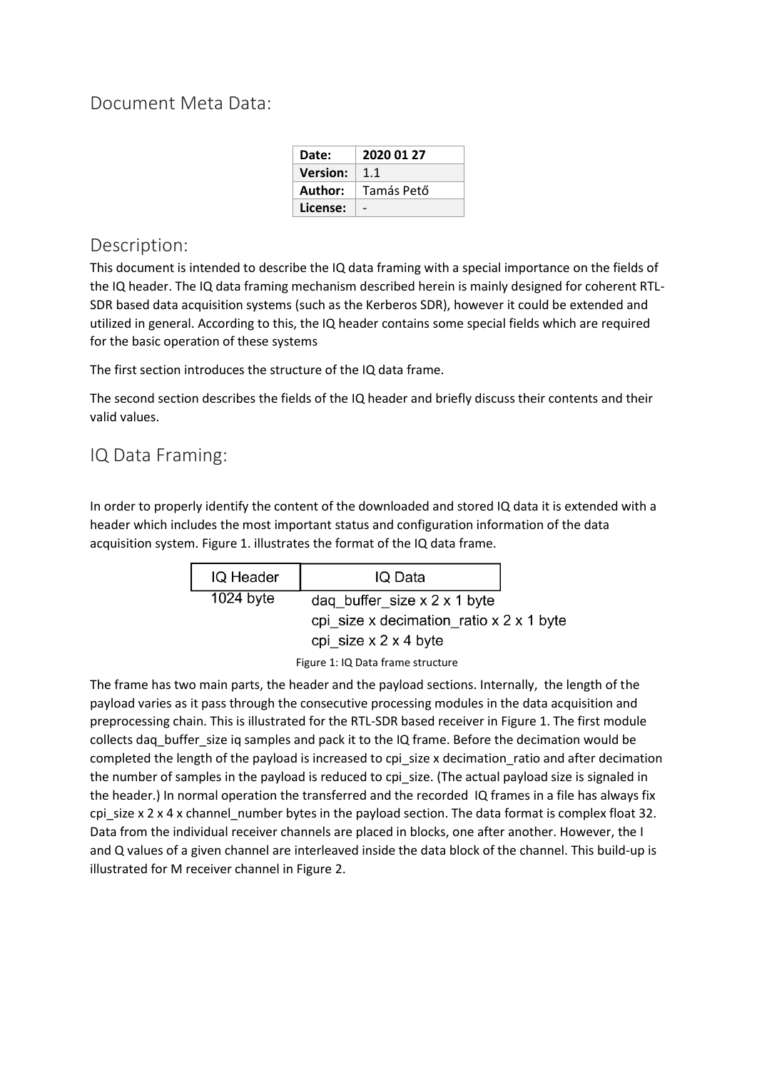## Document Meta Data:

| Date: | 2020 01 27 |
|---|---|
| Version: | 1.1 |
| Author: | Tamás Pető |
| License: | - |

## Description:

This document is intended to describe the IQ data framing with a special importance on the fields of the IQ header. The IQ data framing mechanism described herein is mainly designed for coherent RTL-SDR based data acquisition systems (such as the Kerberos SDR), however it could be extended and utilized in general. According to this, the IQ header contains some special fields which are required for the basic operation of these systems

The first section introduces the structure of the IQ data frame.

The second section describes the fields of the IQ header and briefly discuss their contents and their valid values.

## IQ Data Framing:

In order to properly identify the content of the downloaded and stored IQ data it is extended with a header which includes the most important status and configuration information of the data acquisition system. Figure 1. illustrates the format of the IQ data frame.

| IQ Header | IQ Data |
|---|---|
| 1024 byte | daq_buffer_size x 2 x 1 byte |
| | cpi_size x decimation_ratio x 2 x 1 byte |
| | cpi_size x 2 x 4 byte |

Figure 1: IQ Data frame structure

The frame has two main parts, the header and the payload sections. Internally, the length of the payload varies as it pass through the consecutive processing modules in the data acquisition and preprocessing chain. This is illustrated for the RTL-SDR based receiver in Figure 1. The first module collects daq_buffer_size iq samples and pack it to the IQ frame. Before the decimation would be completed the length of the payload is increased to cpi_size x decimation_ratio and after decimation the number of samples in the payload is reduced to cpi_size. (The actual payload size is signaled in the header.) In normal operation the transferred and the recorded IQ frames in a file has always fix cpi_size x 2 x 4 x channel_number bytes in the payload section. The data format is complex float 32. Data from the individual receiver channels are placed in blocks, one after another. However, the I and Q values of a given channel are interleaved inside the data block of the channel. This build-up is illustrated for M receiver channel in Figure 2.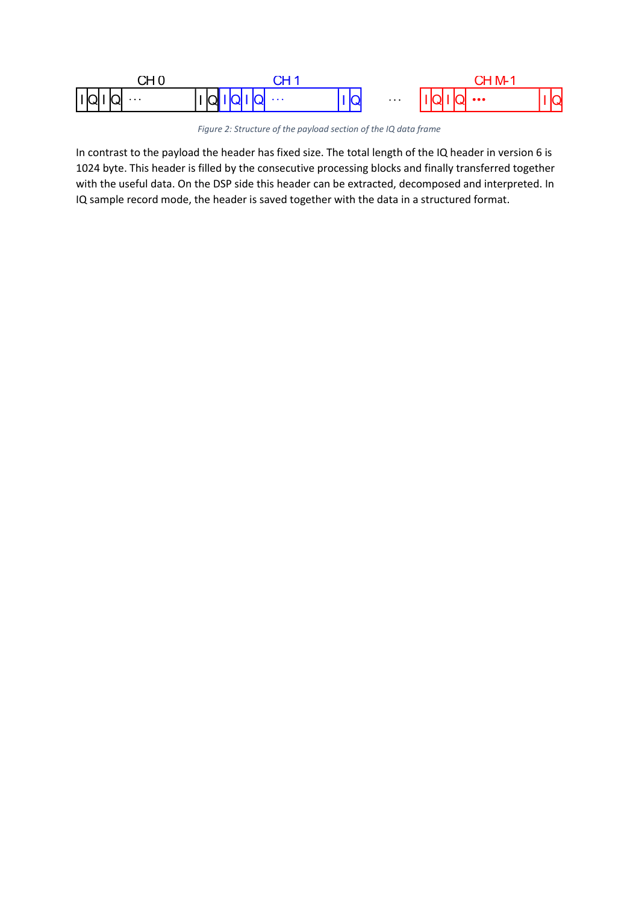*Figure 2: Structure of the payload section of the IQ data frame*

In contrast to the payload the header has fixed size. The total length of the IQ header in version 6 is 1024 byte. This header is filled by the consecutive processing blocks and finally transferred together with the useful data. On the DSP side this header can be extracted, decomposed and interpreted. In IQ sample record mode, the header is saved together with the data in a structured format.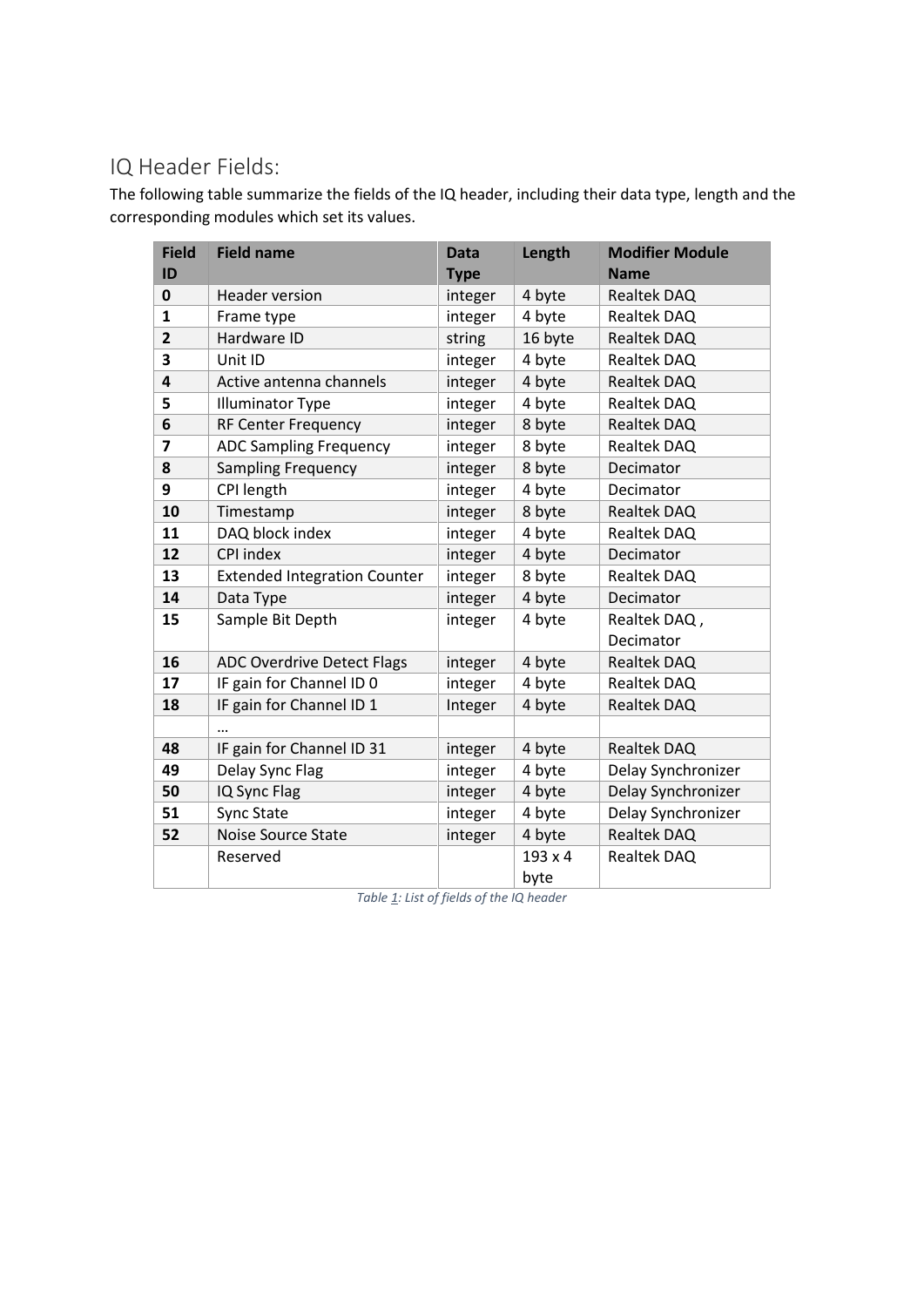## IQ Header Fields:

The following table summarize the fields of the IQ header, including their data type, length and the corresponding modules which set its values.

| Field ID | Field name | Data Type | Length | Modifier Module Name |
|---|---|---|---|---|
| **0** | Header version | integer | 4 byte | Realtek DAQ |
| **1** | Frame type | integer | 4 byte | Realtek DAQ |
| **2** | Hardware ID | string | 16 byte | Realtek DAQ |
| **3** | Unit ID | integer | 4 byte | Realtek DAQ |
| **4** | Active antenna channels | integer | 4 byte | Realtek DAQ |
| **5** | Illuminator Type | integer | 4 byte | Realtek DAQ |
| **6** | RF Center Frequency | integer | 8 byte | Realtek DAQ |
| **7** | ADC Sampling Frequency | integer | 8 byte | Realtek DAQ |
| **8** | Sampling Frequency | integer | 8 byte | Decimator |
| **9** | CPI length | integer | 4 byte | Decimator |
| **10** | Timestamp | integer | 8 byte | Realtek DAQ |
| **11** | DAQ block index | integer | 4 byte | Realtek DAQ |
| **12** | CPI index | integer | 4 byte | Decimator |
| **13** | Extended Integration Counter | integer | 8 byte | Realtek DAQ |
| **14** | Data Type | integer | 4 byte | Decimator |
| **15** | Sample Bit Depth | integer | 4 byte | Realtek DAQ , Decimator |
| **16** | ADC Overdrive Detect Flags | integer | 4 byte | Realtek DAQ |
| **17** | IF gain for Channel ID 0 | integer | 4 byte | Realtek DAQ |
| **18** | IF gain for Channel ID 1 | Integer | 4 byte | Realtek DAQ |
| | … | | | |
| **48** | IF gain for Channel ID 31 | integer | 4 byte | Realtek DAQ |
| **49** | Delay Sync Flag | integer | 4 byte | Delay Synchronizer |
| **50** | IQ Sync Flag | integer | 4 byte | Delay Synchronizer |
| **51** | Sync State | integer | 4 byte | Delay Synchronizer |
| **52** | Noise Source State | integer | 4 byte | Realtek DAQ |
| | Reserved | | 193 x 4 byte | Realtek DAQ |

*Table 1: List of fields of the IQ header*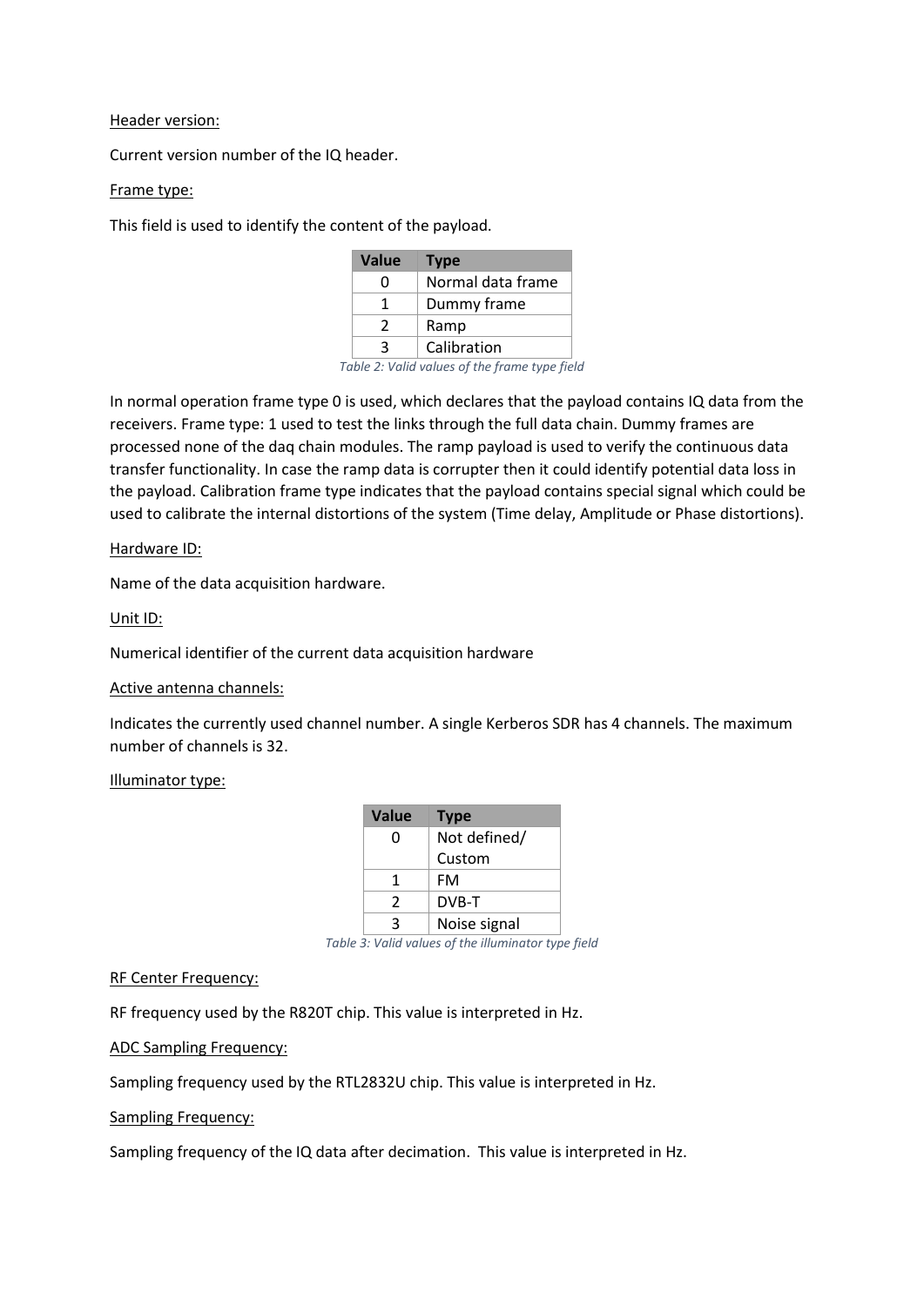Header version:

Current version number of the IQ header.

Frame type:

This field is used to identify the content of the payload.

| Value | Type |
|---|---|
| 0 | Normal data frame |
| 1 | Dummy frame |
| 2 | Ramp |
| 3 | Calibration |

*Table 2: Valid values of the frame type field*

In normal operation frame type 0 is used, which declares that the payload contains IQ data from the receivers. Frame type: 1 used to test the links through the full data chain. Dummy frames are processed none of the daq chain modules. The ramp payload is used to verify the continuous data transfer functionality. In case the ramp data is corrupter then it could identify potential data loss in the payload. Calibration frame type indicates that the payload contains special signal which could be used to calibrate the internal distortions of the system (Time delay, Amplitude or Phase distortions).

Hardware ID:

Name of the data acquisition hardware.

Unit ID:

Numerical identifier of the current data acquisition hardware

Active antenna channels:

Indicates the currently used channel number. A single Kerberos SDR has 4 channels. The maximum number of channels is 32.

Illuminator type:

| Value | Type |
|---|---|
| 0 | Not defined/ Custom |
| 1 | FM |
| 2 | DVB-T |
| 3 | Noise signal |

*Table 3: Valid values of the illuminator type field*

RF Center Frequency:

RF frequency used by the R820T chip. This value is interpreted in Hz.

ADC Sampling Frequency:

Sampling frequency used by the RTL2832U chip. This value is interpreted in Hz.

Sampling Frequency:

Sampling frequency of the IQ data after decimation. This value is interpreted in Hz.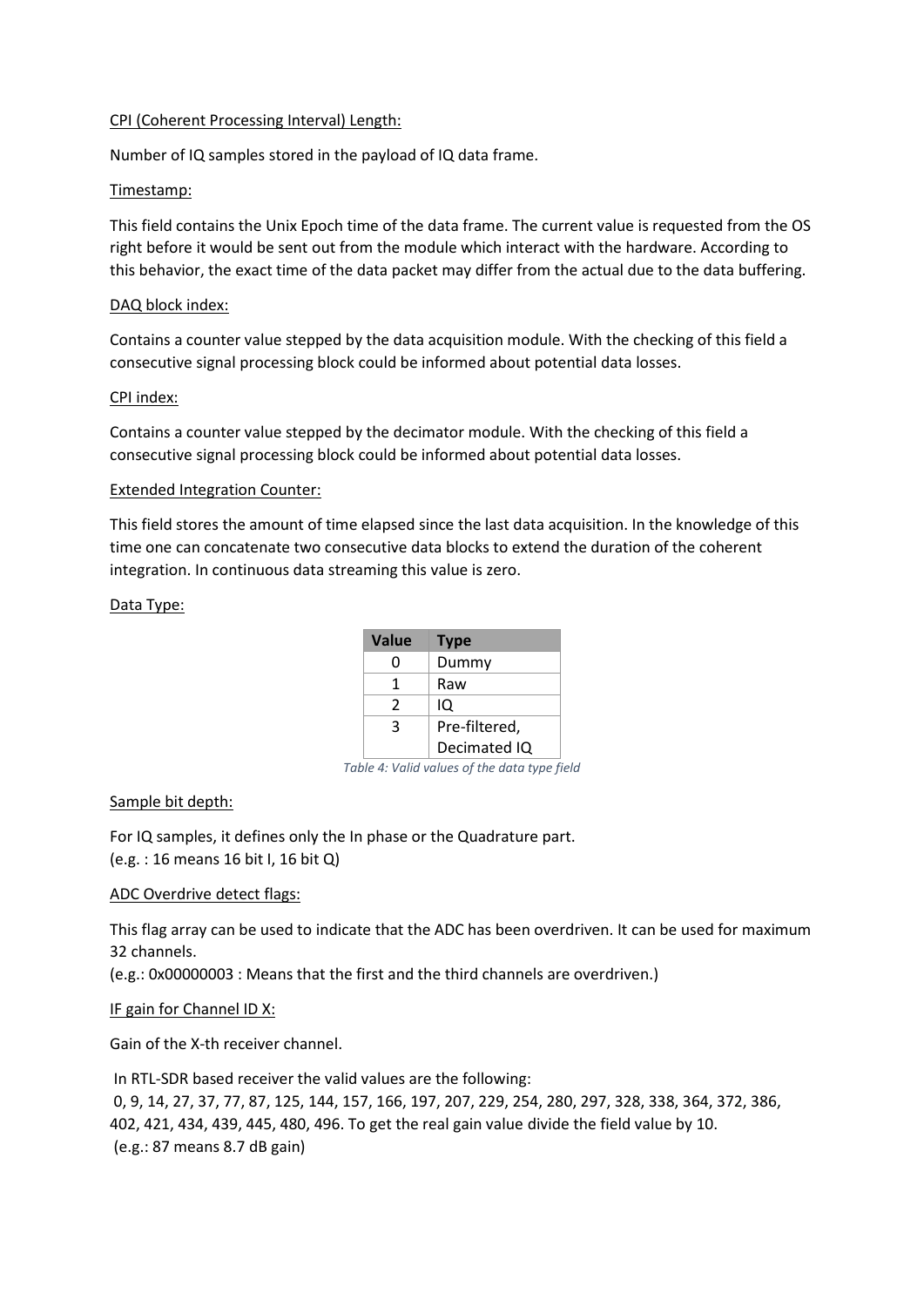<u>CPI (Coherent Processing Interval) Length:</u>

Number of IQ samples stored in the payload of IQ data frame.

<u>Timestamp:</u>

This field contains the Unix Epoch time of the data frame. The current value is requested from the OS right before it would be sent out from the module which interact with the hardware. According to this behavior, the exact time of the data packet may differ from the actual due to the data buffering.

<u>DAQ block index:</u>

Contains a counter value stepped by the data acquisition module. With the checking of this field a consecutive signal processing block could be informed about potential data losses.

<u>CPI index:</u>

Contains a counter value stepped by the decimator module. With the checking of this field a consecutive signal processing block could be informed about potential data losses.

<u>Extended Integration Counter:</u>

This field stores the amount of time elapsed since the last data acquisition. In the knowledge of this time one can concatenate two consecutive data blocks to extend the duration of the coherent integration. In continuous data streaming this value is zero.

<u>Data Type:</u>

| Value | Type |
|---|---|
| 0 | Dummy |
| 1 | Raw |
| 2 | IQ |
| 3 | Pre-filtered, Decimated IQ |

*Table 4: Valid values of the data type field*

<u>Sample bit depth:</u>

For IQ samples, it defines only the In phase or the Quadrature part.
(e.g. : 16 means 16 bit I, 16 bit Q)

<u>ADC Overdrive detect flags:</u>

This flag array can be used to indicate that the ADC has been overdriven. It can be used for maximum 32 channels.
(e.g.: 0x00000003 : Means that the first and the third channels are overdriven.)

<u>IF gain for Channel ID X:</u>

Gain of the X-th receiver channel.

In RTL-SDR based receiver the valid values are the following:
0, 9, 14, 27, 37, 77, 87, 125, 144, 157, 166, 197, 207, 229, 254, 280, 297, 328, 338, 364, 372, 386, 402, 421, 434, 439, 445, 480, 496. To get the real gain value divide the field value by 10.
(e.g.: 87 means 8.7 dB gain)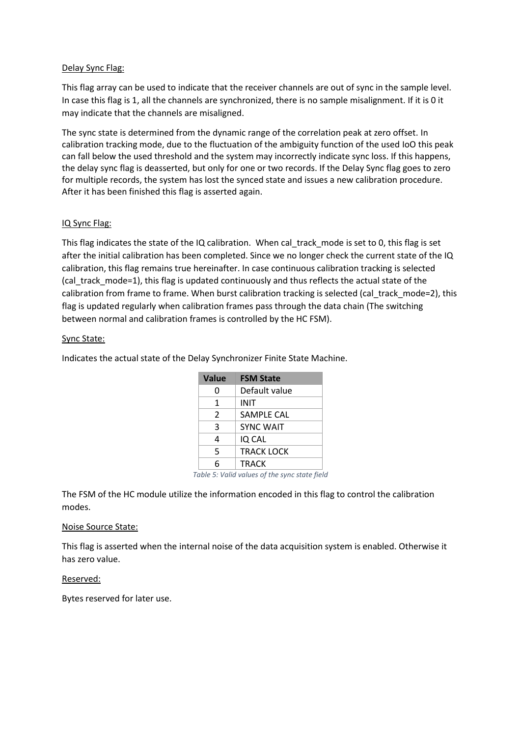Delay Sync Flag:

This flag array can be used to indicate that the receiver channels are out of sync in the sample level. In case this flag is 1, all the channels are synchronized, there is no sample misalignment. If it is 0 it may indicate that the channels are misaligned.

The sync state is determined from the dynamic range of the correlation peak at zero offset. In calibration tracking mode, due to the fluctuation of the ambiguity function of the used IoO this peak can fall below the used threshold and the system may incorrectly indicate sync loss. If this happens, the delay sync flag is deasserted, but only for one or two records. If the Delay Sync flag goes to zero for multiple records, the system has lost the synced state and issues a new calibration procedure. After it has been finished this flag is asserted again.

IQ Sync Flag:

This flag indicates the state of the IQ calibration. When cal_track_mode is set to 0, this flag is set after the initial calibration has been completed. Since we no longer check the current state of the IQ calibration, this flag remains true hereinafter. In case continuous calibration tracking is selected (cal_track_mode=1), this flag is updated continuously and thus reflects the actual state of the calibration from frame to frame. When burst calibration tracking is selected (cal_track_mode=2), this flag is updated regularly when calibration frames pass through the data chain (The switching between normal and calibration frames is controlled by the HC FSM).

Sync State:

Indicates the actual state of the Delay Synchronizer Finite State Machine.

| Value | FSM State |
|---|---|
| 0 | Default value |
| 1 | INIT |
| 2 | SAMPLE CAL |
| 3 | SYNC WAIT |
| 4 | IQ CAL |
| 5 | TRACK LOCK |
| 6 | TRACK |

*Table 5: Valid values of the sync state field*

The FSM of the HC module utilize the information encoded in this flag to control the calibration modes.

Noise Source State:

This flag is asserted when the internal noise of the data acquisition system is enabled. Otherwise it has zero value.

Reserved:

Bytes reserved for later use.